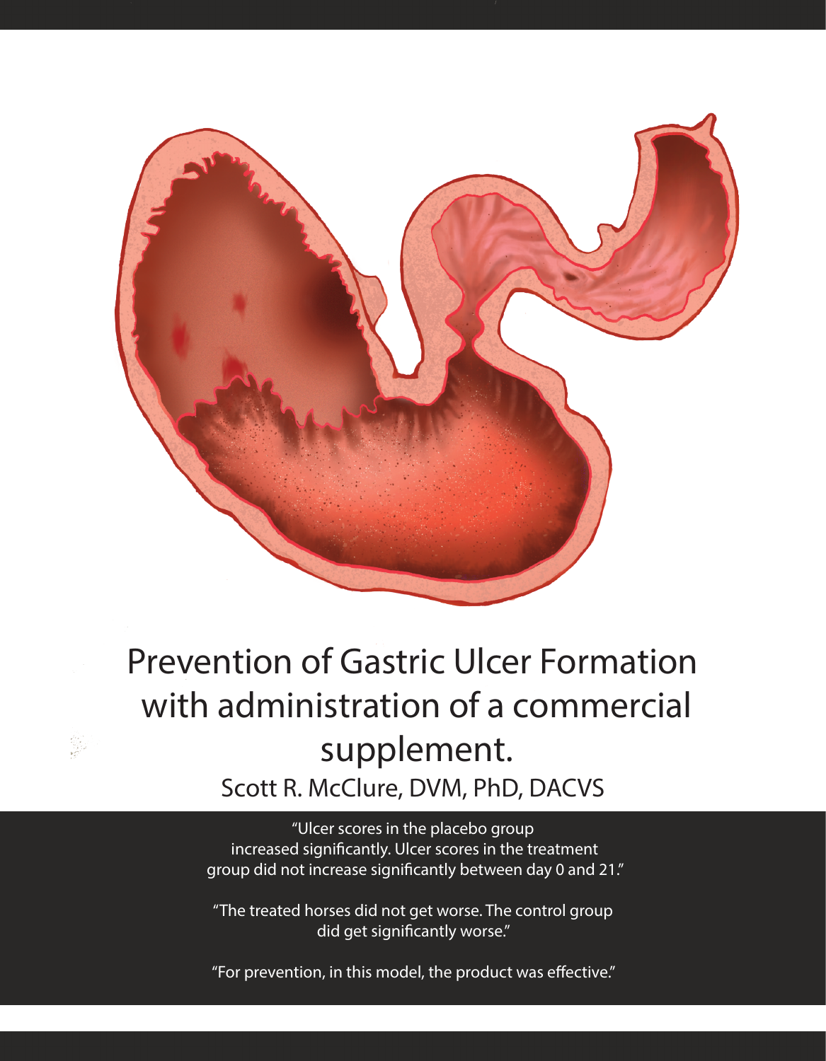# Prevention of Gastric Ulcer Formation with administration of a commercial supplement.

Scott R. McClure, DVM, PhD, DACVS

"Ulcer scores in the placebo group increased significantly. Ulcer scores in the treatment group did not increase significantly between day 0 and 21."

"The treated horses did not get worse. The control group did get significantly worse."

"For prevention, in this model, the product was effective."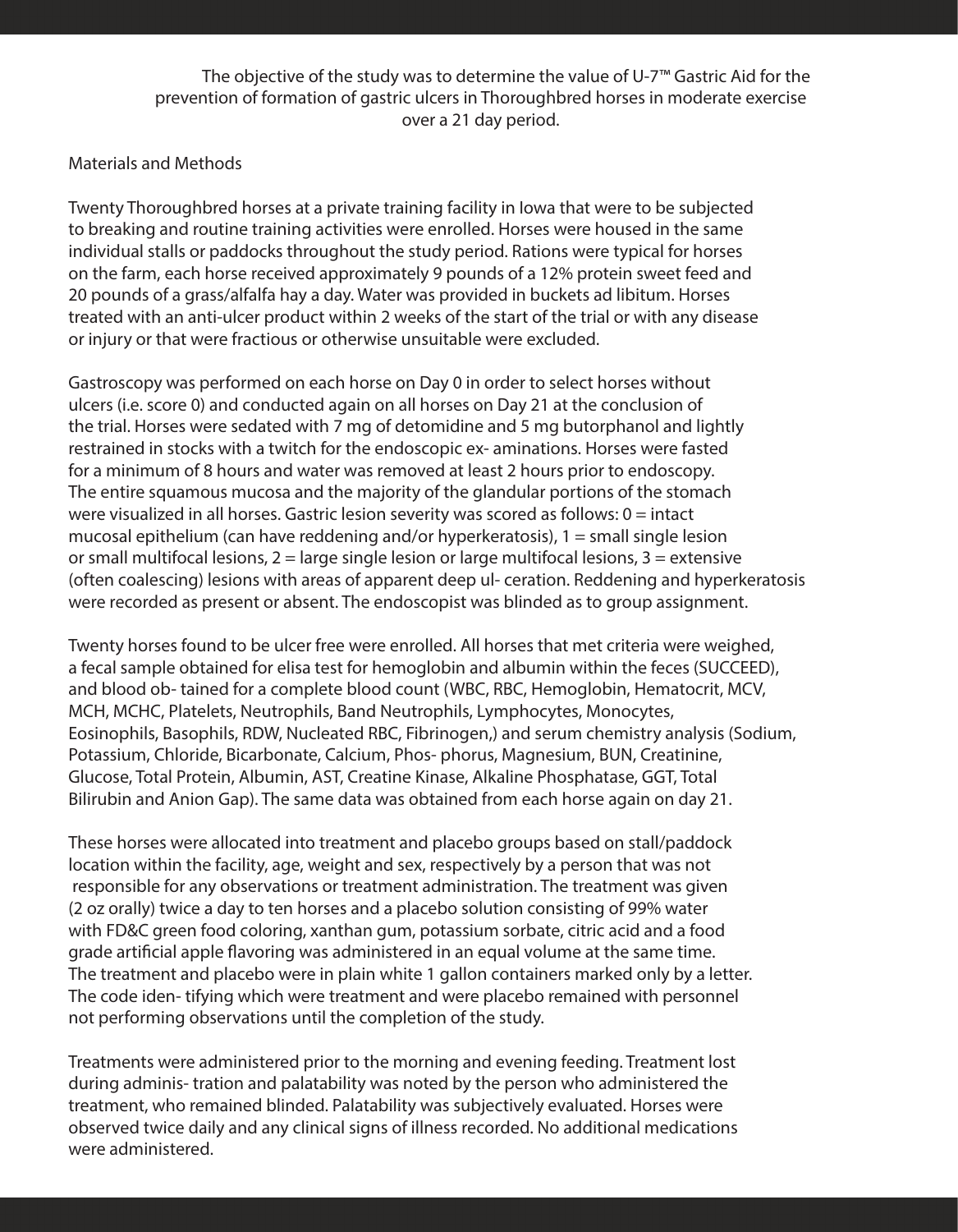The objective of the study was to determine the value of U-7™ Gastric Aid for the prevention of formation of gastric ulcers in Thoroughbred horses in moderate exercise over a 21 day period.

## Materials and Methods

Twenty Thoroughbred horses at a private training facility in Iowa that were to be subjected to breaking and routine training activities were enrolled. Horses were housed in the same individual stalls or paddocks throughout the study period. Rations were typical for horses on the farm, each horse received approximately 9 pounds of a 12% protein sweet feed and 20 pounds of a grass/alfalfa hay a day. Water was provided in buckets ad libitum. Horses treated with an anti-ulcer product within 2 weeks of the start of the trial or with any disease or injury or that were fractious or otherwise unsuitable were excluded.

Gastroscopy was performed on each horse on Day 0 in order to select horses without ulcers (i.e. score 0) and conducted again on all horses on Day 21 at the conclusion of the trial. Horses were sedated with 7 mg of detomidine and 5 mg butorphanol and lightly restrained in stocks with a twitch for the endoscopic ex- aminations. Horses were fasted for a minimum of 8 hours and water was removed at least 2 hours prior to endoscopy. The entire squamous mucosa and the majority of the glandular portions of the stomach were visualized in all horses. Gastric lesion severity was scored as follows: 0 = intact mucosal epithelium (can have reddening and/or hyperkeratosis), 1 = small single lesion or small multifocal lesions, 2 = large single lesion or large multifocal lesions, 3 = extensive (often coalescing) lesions with areas of apparent deep ul- ceration. Reddening and hyperkeratosis were recorded as present or absent. The endoscopist was blinded as to group assignment.

Twenty horses found to be ulcer free were enrolled. All horses that met criteria were weighed, a fecal sample obtained for elisa test for hemoglobin and albumin within the feces (SUCCEED), and blood ob- tained for a complete blood count (WBC, RBC, Hemoglobin, Hematocrit, MCV, MCH, MCHC, Platelets, Neutrophils, Band Neutrophils, Lymphocytes, Monocytes, Eosinophils, Basophils, RDW, Nucleated RBC, Fibrinogen,) and serum chemistry analysis (Sodium, Potassium, Chloride, Bicarbonate, Calcium, Phos- phorus, Magnesium, BUN, Creatinine, Glucose, Total Protein, Albumin, AST, Creatine Kinase, Alkaline Phosphatase, GGT, Total Bilirubin and Anion Gap). The same data was obtained from each horse again on day 21.

These horses were allocated into treatment and placebo groups based on stall/paddock location within the facility, age, weight and sex, respectively by a person that was not responsible for any observations or treatment administration. The treatment was given (2 oz orally) twice a day to ten horses and a placebo solution consisting of 99% water with FD&C green food coloring, xanthan gum, potassium sorbate, citric acid and a food grade artificial apple flavoring was administered in an equal volume at the same time. The treatment and placebo were in plain white 1 gallon containers marked only by a letter. The code iden- tifying which were treatment and were placebo remained with personnel not performing observations until the completion of the study.

Treatments were administered prior to the morning and evening feeding. Treatment lost during adminis- tration and palatability was noted by the person who administered the treatment, who remained blinded. Palatability was subjectively evaluated. Horses were observed twice daily and any clinical signs of illness recorded. No additional medications were administered.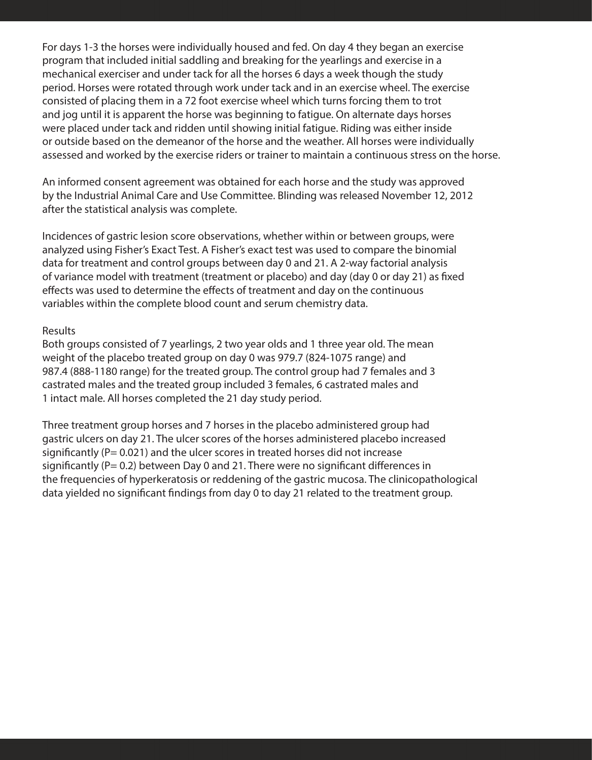For days 1-3 the horses were individually housed and fed. On day 4 they began an exercise program that included initial saddling and breaking for the yearlings and exercise in a mechanical exerciser and under tack for all the horses 6 days a week though the study period. Horses were rotated through work under tack and in an exercise wheel. The exercise consisted of placing them in a 72 foot exercise wheel which turns forcing them to trot and jog until it is apparent the horse was beginning to fatigue. On alternate days horses were placed under tack and ridden until showing initial fatigue. Riding was either inside or outside based on the demeanor of the horse and the weather. All horses were individually assessed and worked by the exercise riders or trainer to maintain a continuous stress on the horse.

An informed consent agreement was obtained for each horse and the study was approved by the Industrial Animal Care and Use Committee. Blinding was released November 12, 2012 after the statistical analysis was complete.

Incidences of gastric lesion score observations, whether within or between groups, were analyzed using Fisher's Exact Test. A Fisher's exact test was used to compare the binomial data for treatment and control groups between day 0 and 21. A 2-way factorial analysis of variance model with treatment (treatment or placebo) and day (day 0 or day 21) as fixed effects was used to determine the effects of treatment and day on the continuous variables within the complete blood count and serum chemistry data.

## Results

Both groups consisted of 7 yearlings, 2 two year olds and 1 three year old. The mean weight of the placebo treated group on day 0 was 979.7 (824-1075 range) and 987.4 (888-1180 range) for the treated group. The control group had 7 females and 3 castrated males and the treated group included 3 females, 6 castrated males and 1 intact male. All horses completed the 21 day study period.

Three treatment group horses and 7 horses in the placebo administered group had gastric ulcers on day 21. The ulcer scores of the horses administered placebo increased significantly ($P = 0.021$) and the ulcer scores in treated horses did not increase significantly ($P = 0.2$) between Day 0 and 21. There were no significant differences in the frequencies of hyperkeratosis or reddening of the gastric mucosa. The clinicopathological data yielded no significant findings from day 0 to day 21 related to the treatment group.